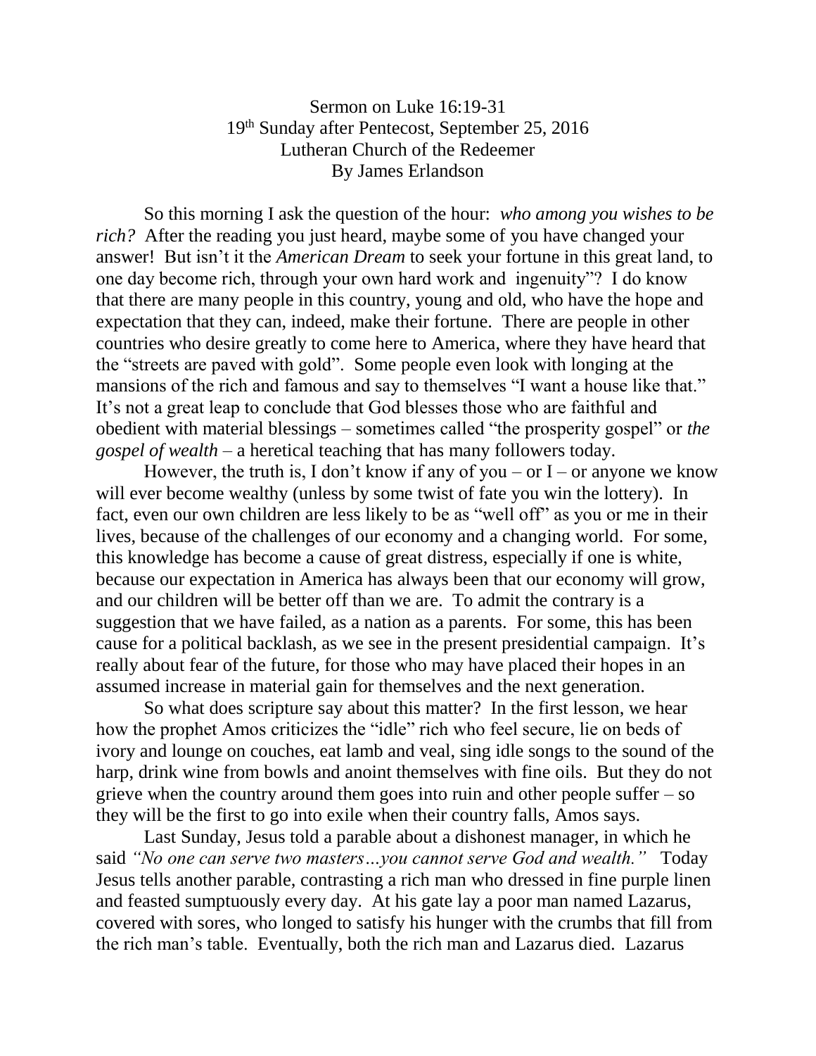Sermon on Luke 16:19-31
19th Sunday after Pentecost, September 25, 2016
Lutheran Church of the Redeemer
By James Erlandson

So this morning I ask the question of the hour: *who among you wishes to be rich?* After the reading you just heard, maybe some of you have changed your answer! But isn't it the *American Dream* to seek your fortune in this great land, to one day become rich, through your own hard work and ingenuity"? I do know that there are many people in this country, young and old, who have the hope and expectation that they can, indeed, make their fortune. There are people in other countries who desire greatly to come here to America, where they have heard that the "streets are paved with gold". Some people even look with longing at the mansions of the rich and famous and say to themselves "I want a house like that." It's not a great leap to conclude that God blesses those who are faithful and obedient with material blessings – sometimes called "the prosperity gospel" or *the gospel of wealth* – a heretical teaching that has many followers today.

However, the truth is, I don't know if any of you – or I – or anyone we know will ever become wealthy (unless by some twist of fate you win the lottery). In fact, even our own children are less likely to be as "well off" as you or me in their lives, because of the challenges of our economy and a changing world. For some, this knowledge has become a cause of great distress, especially if one is white, because our expectation in America has always been that our economy will grow, and our children will be better off than we are. To admit the contrary is a suggestion that we have failed, as a nation as a parents. For some, this has been cause for a political backlash, as we see in the present presidential campaign. It's really about fear of the future, for those who may have placed their hopes in an assumed increase in material gain for themselves and the next generation.

So what does scripture say about this matter? In the first lesson, we hear how the prophet Amos criticizes the "idle" rich who feel secure, lie on beds of ivory and lounge on couches, eat lamb and veal, sing idle songs to the sound of the harp, drink wine from bowls and anoint themselves with fine oils. But they do not grieve when the country around them goes into ruin and other people suffer – so they will be the first to go into exile when their country falls, Amos says.

Last Sunday, Jesus told a parable about a dishonest manager, in which he said *"No one can serve two masters…you cannot serve God and wealth."* Today Jesus tells another parable, contrasting a rich man who dressed in fine purple linen and feasted sumptuously every day. At his gate lay a poor man named Lazarus, covered with sores, who longed to satisfy his hunger with the crumbs that fill from the rich man's table. Eventually, both the rich man and Lazarus died. Lazarus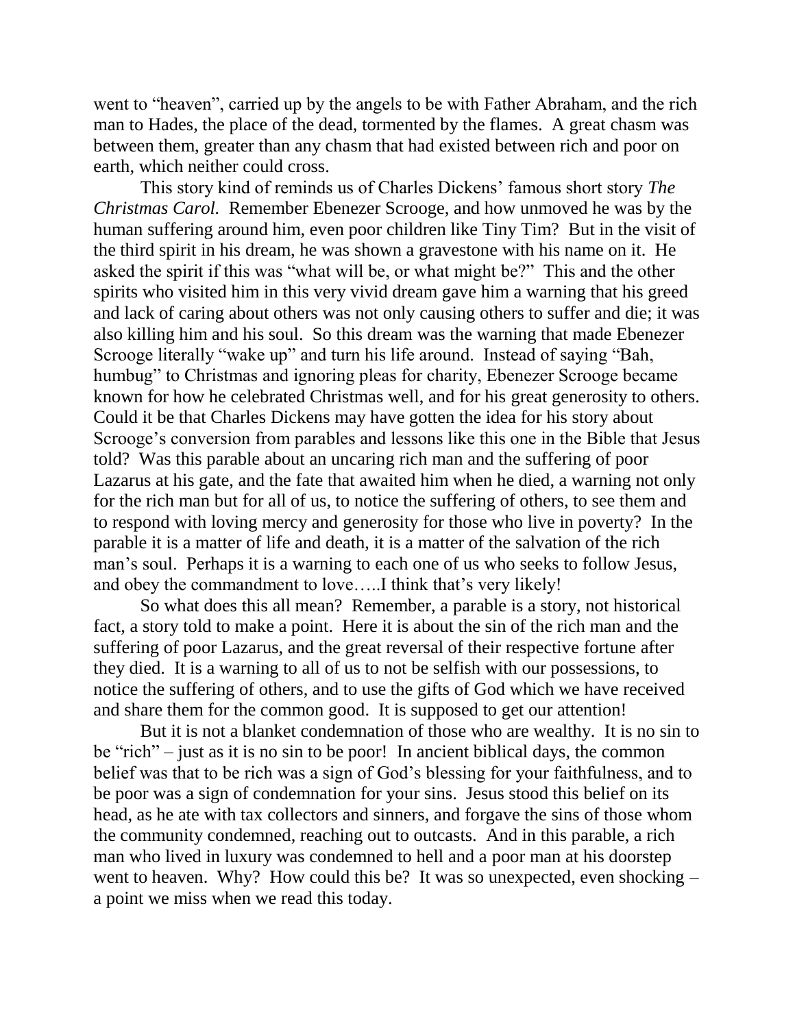went to "heaven", carried up by the angels to be with Father Abraham, and the rich man to Hades, the place of the dead, tormented by the flames. A great chasm was between them, greater than any chasm that had existed between rich and poor on earth, which neither could cross.

This story kind of reminds us of Charles Dickens' famous short story *The Christmas Carol*. Remember Ebenezer Scrooge, and how unmoved he was by the human suffering around him, even poor children like Tiny Tim? But in the visit of the third spirit in his dream, he was shown a gravestone with his name on it. He asked the spirit if this was "what will be, or what might be?" This and the other spirits who visited him in this very vivid dream gave him a warning that his greed and lack of caring about others was not only causing others to suffer and die; it was also killing him and his soul. So this dream was the warning that made Ebenezer Scrooge literally "wake up" and turn his life around. Instead of saying "Bah, humbug" to Christmas and ignoring pleas for charity, Ebenezer Scrooge became known for how he celebrated Christmas well, and for his great generosity to others. Could it be that Charles Dickens may have gotten the idea for his story about Scrooge's conversion from parables and lessons like this one in the Bible that Jesus told? Was this parable about an uncaring rich man and the suffering of poor Lazarus at his gate, and the fate that awaited him when he died, a warning not only for the rich man but for all of us, to notice the suffering of others, to see them and to respond with loving mercy and generosity for those who live in poverty? In the parable it is a matter of life and death, it is a matter of the salvation of the rich man's soul. Perhaps it is a warning to each one of us who seeks to follow Jesus, and obey the commandment to love…..I think that's very likely!

So what does this all mean? Remember, a parable is a story, not historical fact, a story told to make a point. Here it is about the sin of the rich man and the suffering of poor Lazarus, and the great reversal of their respective fortune after they died. It is a warning to all of us to not be selfish with our possessions, to notice the suffering of others, and to use the gifts of God which we have received and share them for the common good. It is supposed to get our attention!

But it is not a blanket condemnation of those who are wealthy. It is no sin to be "rich" – just as it is no sin to be poor! In ancient biblical days, the common belief was that to be rich was a sign of God's blessing for your faithfulness, and to be poor was a sign of condemnation for your sins. Jesus stood this belief on its head, as he ate with tax collectors and sinners, and forgave the sins of those whom the community condemned, reaching out to outcasts. And in this parable, a rich man who lived in luxury was condemned to hell and a poor man at his doorstep went to heaven. Why? How could this be? It was so unexpected, even shocking – a point we miss when we read this today.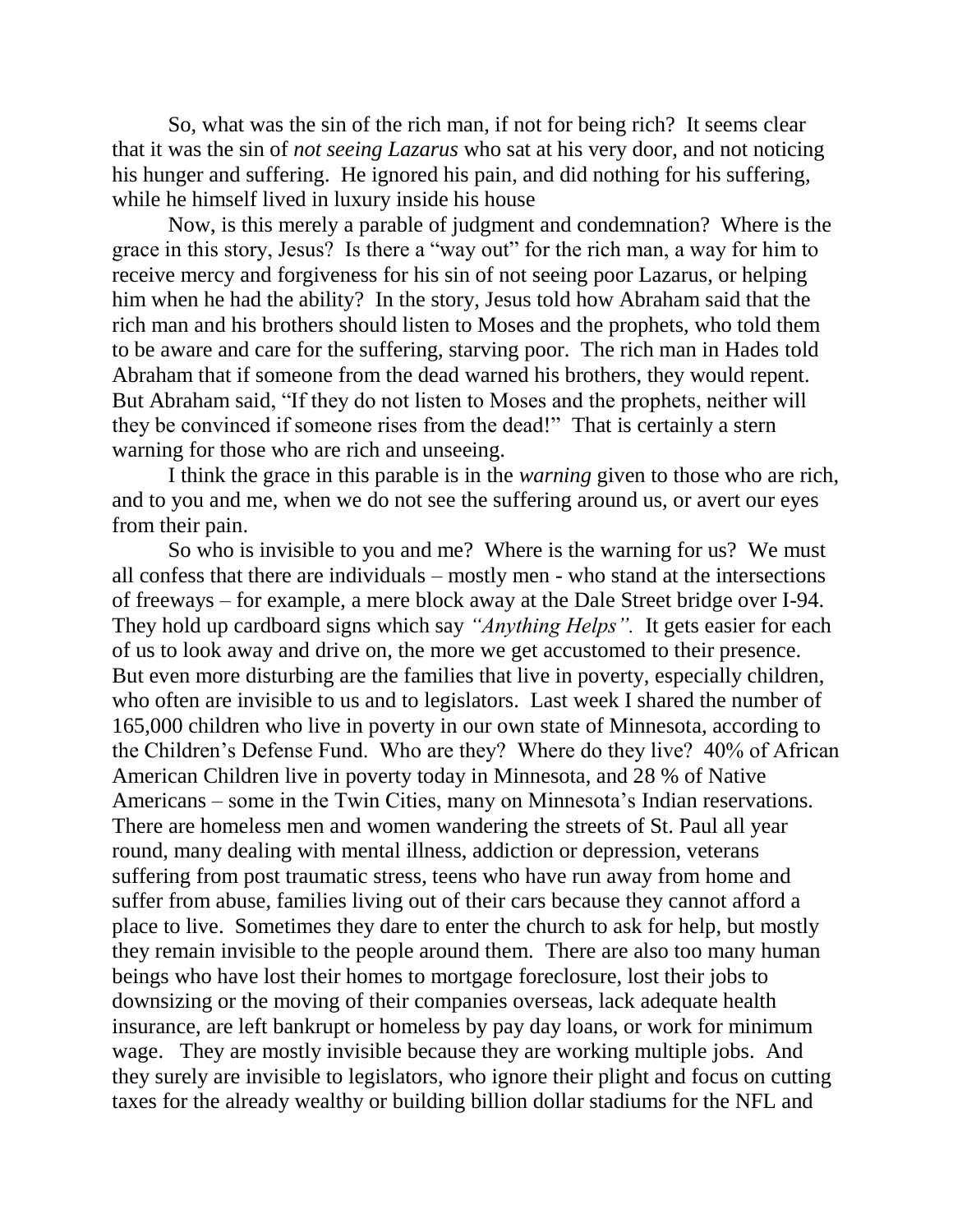So, what was the sin of the rich man, if not for being rich? It seems clear that it was the sin of *not seeing Lazarus* who sat at his very door, and not noticing his hunger and suffering. He ignored his pain, and did nothing for his suffering, while he himself lived in luxury inside his house

Now, is this merely a parable of judgment and condemnation? Where is the grace in this story, Jesus? Is there a "way out" for the rich man, a way for him to receive mercy and forgiveness for his sin of not seeing poor Lazarus, or helping him when he had the ability? In the story, Jesus told how Abraham said that the rich man and his brothers should listen to Moses and the prophets, who told them to be aware and care for the suffering, starving poor. The rich man in Hades told Abraham that if someone from the dead warned his brothers, they would repent. But Abraham said, "If they do not listen to Moses and the prophets, neither will they be convinced if someone rises from the dead!" That is certainly a stern warning for those who are rich and unseeing.

I think the grace in this parable is in the *warning* given to those who are rich, and to you and me, when we do not see the suffering around us, or avert our eyes from their pain.

So who is invisible to you and me? Where is the warning for us? We must all confess that there are individuals – mostly men - who stand at the intersections of freeways – for example, a mere block away at the Dale Street bridge over I-94. They hold up cardboard signs which say *"Anything Helps".* It gets easier for each of us to look away and drive on, the more we get accustomed to their presence. But even more disturbing are the families that live in poverty, especially children, who often are invisible to us and to legislators. Last week I shared the number of 165,000 children who live in poverty in our own state of Minnesota, according to the Children's Defense Fund. Who are they? Where do they live? 40% of African American Children live in poverty today in Minnesota, and 28 % of Native Americans – some in the Twin Cities, many on Minnesota's Indian reservations. There are homeless men and women wandering the streets of St. Paul all year round, many dealing with mental illness, addiction or depression, veterans suffering from post traumatic stress, teens who have run away from home and suffer from abuse, families living out of their cars because they cannot afford a place to live. Sometimes they dare to enter the church to ask for help, but mostly they remain invisible to the people around them. There are also too many human beings who have lost their homes to mortgage foreclosure, lost their jobs to downsizing or the moving of their companies overseas, lack adequate health insurance, are left bankrupt or homeless by pay day loans, or work for minimum wage. They are mostly invisible because they are working multiple jobs. And they surely are invisible to legislators, who ignore their plight and focus on cutting taxes for the already wealthy or building billion dollar stadiums for the NFL and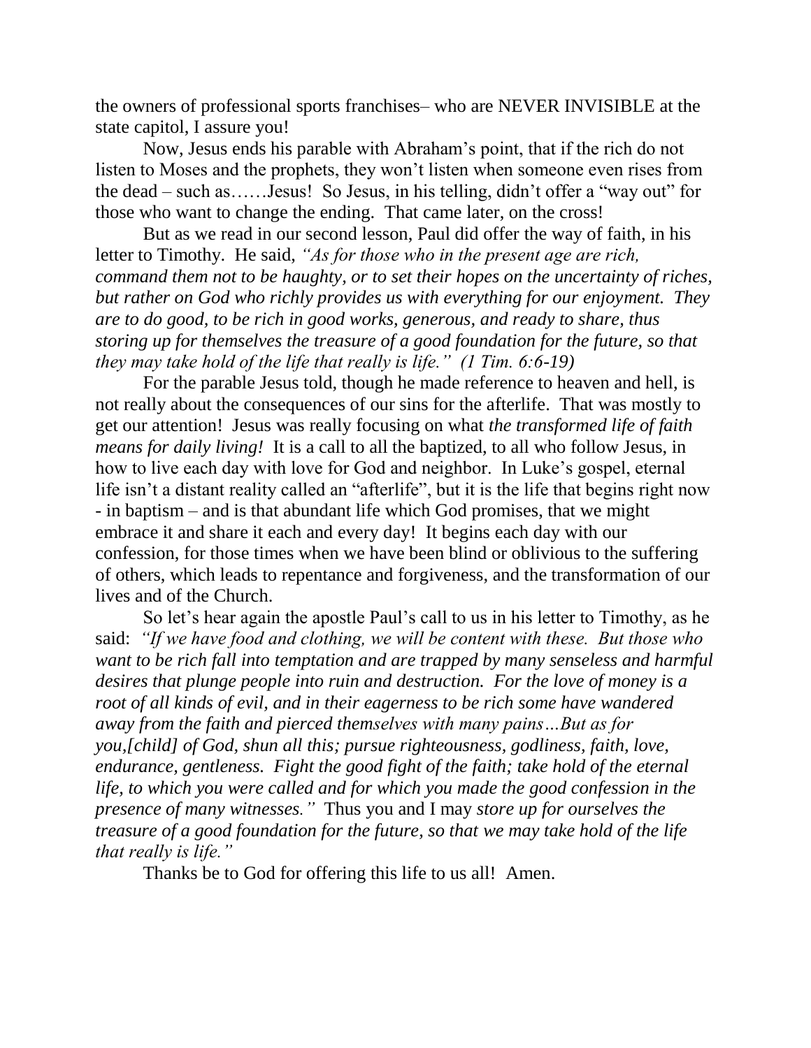the owners of professional sports franchises– who are NEVER INVISIBLE at the state capitol, I assure you!

Now, Jesus ends his parable with Abraham's point, that if the rich do not listen to Moses and the prophets, they won't listen when someone even rises from the dead – such as……Jesus! So Jesus, in his telling, didn't offer a "way out" for those who want to change the ending. That came later, on the cross!

But as we read in our second lesson, Paul did offer the way of faith, in his letter to Timothy. He said, *"As for those who in the present age are rich, command them not to be haughty, or to set their hopes on the uncertainty of riches, but rather on God who richly provides us with everything for our enjoyment. They are to do good, to be rich in good works, generous, and ready to share, thus storing up for themselves the treasure of a good foundation for the future, so that they may take hold of the life that really is life." (1 Tim. 6:6-19)*

For the parable Jesus told, though he made reference to heaven and hell, is not really about the consequences of our sins for the afterlife. That was mostly to get our attention! Jesus was really focusing on what *the transformed life of faith means for daily living!* It is a call to all the baptized, to all who follow Jesus, in how to live each day with love for God and neighbor. In Luke's gospel, eternal life isn't a distant reality called an "afterlife", but it is the life that begins right now - in baptism – and is that abundant life which God promises, that we might embrace it and share it each and every day! It begins each day with our confession, for those times when we have been blind or oblivious to the suffering of others, which leads to repentance and forgiveness, and the transformation of our lives and of the Church.

So let's hear again the apostle Paul's call to us in his letter to Timothy, as he said: *"If we have food and clothing, we will be content with these. But those who want to be rich fall into temptation and are trapped by many senseless and harmful desires that plunge people into ruin and destruction. For the love of money is a root of all kinds of evil, and in their eagerness to be rich some have wandered away from the faith and pierced themselves with many pains…But as for you,[child] of God, shun all this; pursue righteousness, godliness, faith, love, endurance, gentleness. Fight the good fight of the faith; take hold of the eternal life, to which you were called and for which you made the good confession in the presence of many witnesses."* Thus you and I may *store up for ourselves the treasure of a good foundation for the future, so that we may take hold of the life that really is life."*

Thanks be to God for offering this life to us all! Amen.